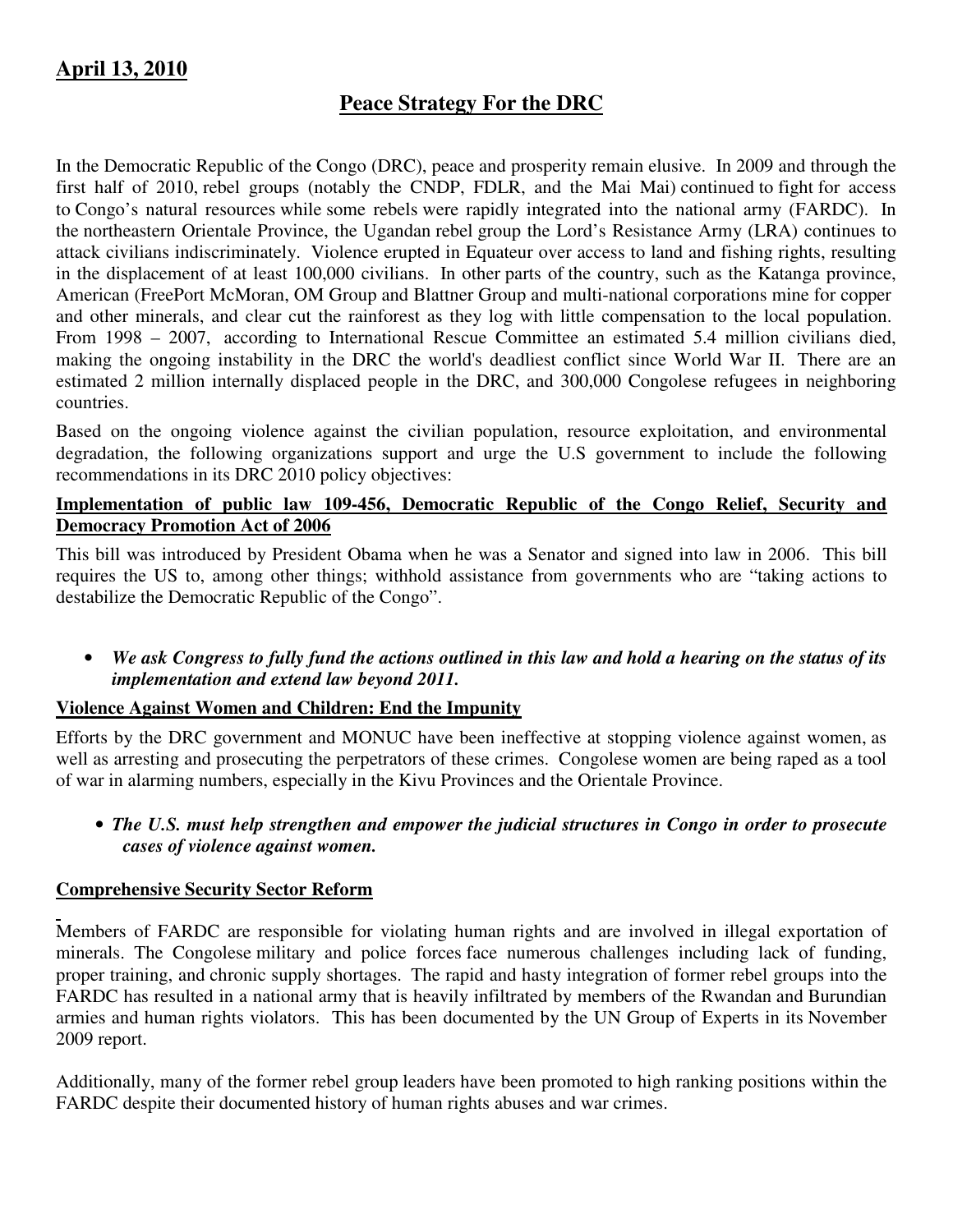**April 13, 2010**

# Peace Strategy For the DRC

In the Democratic Republic of the Congo (DRC), peace and prosperity remain elusive. In 2009 and through the first half of 2010, rebel groups (notably the CNDP, FDLR, and the Mai Mai) continued to fight for access to Congo's natural resources while some rebels were rapidly integrated into the national army (FARDC). In the northeastern Orientale Province, the Ugandan rebel group the Lord's Resistance Army (LRA) continues to attack civilians indiscriminately. Violence erupted in Equateur over access to land and fishing rights, resulting in the displacement of at least 100,000 civilians. In other parts of the country, such as the Katanga province, American (FreePort McMoran, OM Group and Blattner Group and multi-national corporations mine for copper and other minerals, and clear cut the rainforest as they log with little compensation to the local population. From 1998 – 2007, according to International Rescue Committee an estimated 5.4 million civilians died, making the ongoing instability in the DRC the world's deadliest conflict since World War II. There are an estimated 2 million internally displaced people in the DRC, and 300,000 Congolese refugees in neighboring countries.

Based on the ongoing violence against the civilian population, resource exploitation, and environmental degradation, the following organizations support and urge the U.S government to include the following recommendations in its DRC 2010 policy objectives:

## Implementation of public law 109-456, Democratic Republic of the Congo Relief, Security and Democracy Promotion Act of 2006

This bill was introduced by President Obama when he was a Senator and signed into law in 2006. This bill requires the US to, among other things; withhold assistance from governments who are "taking actions to destabilize the Democratic Republic of the Congo".

- ***We ask Congress to fully fund the actions outlined in this law and hold a hearing on the status of its implementation and extend law beyond 2011.***

## Violence Against Women and Children: End the Impunity

Efforts by the DRC government and MONUC have been ineffective at stopping violence against women, as well as arresting and prosecuting the perpetrators of these crimes. Congolese women are being raped as a tool of war in alarming numbers, especially in the Kivu Provinces and the Orientale Province.

- ***The U.S. must help strengthen and empower the judicial structures in Congo in order to prosecute cases of violence against women.***

## Comprehensive Security Sector Reform

Members of FARDC are responsible for violating human rights and are involved in illegal exportation of minerals. The Congolese military and police forces face numerous challenges including lack of funding, proper training, and chronic supply shortages. The rapid and hasty integration of former rebel groups into the FARDC has resulted in a national army that is heavily infiltrated by members of the Rwandan and Burundian armies and human rights violators. This has been documented by the UN Group of Experts in its November 2009 report.

Additionally, many of the former rebel group leaders have been promoted to high ranking positions within the FARDC despite their documented history of human rights abuses and war crimes.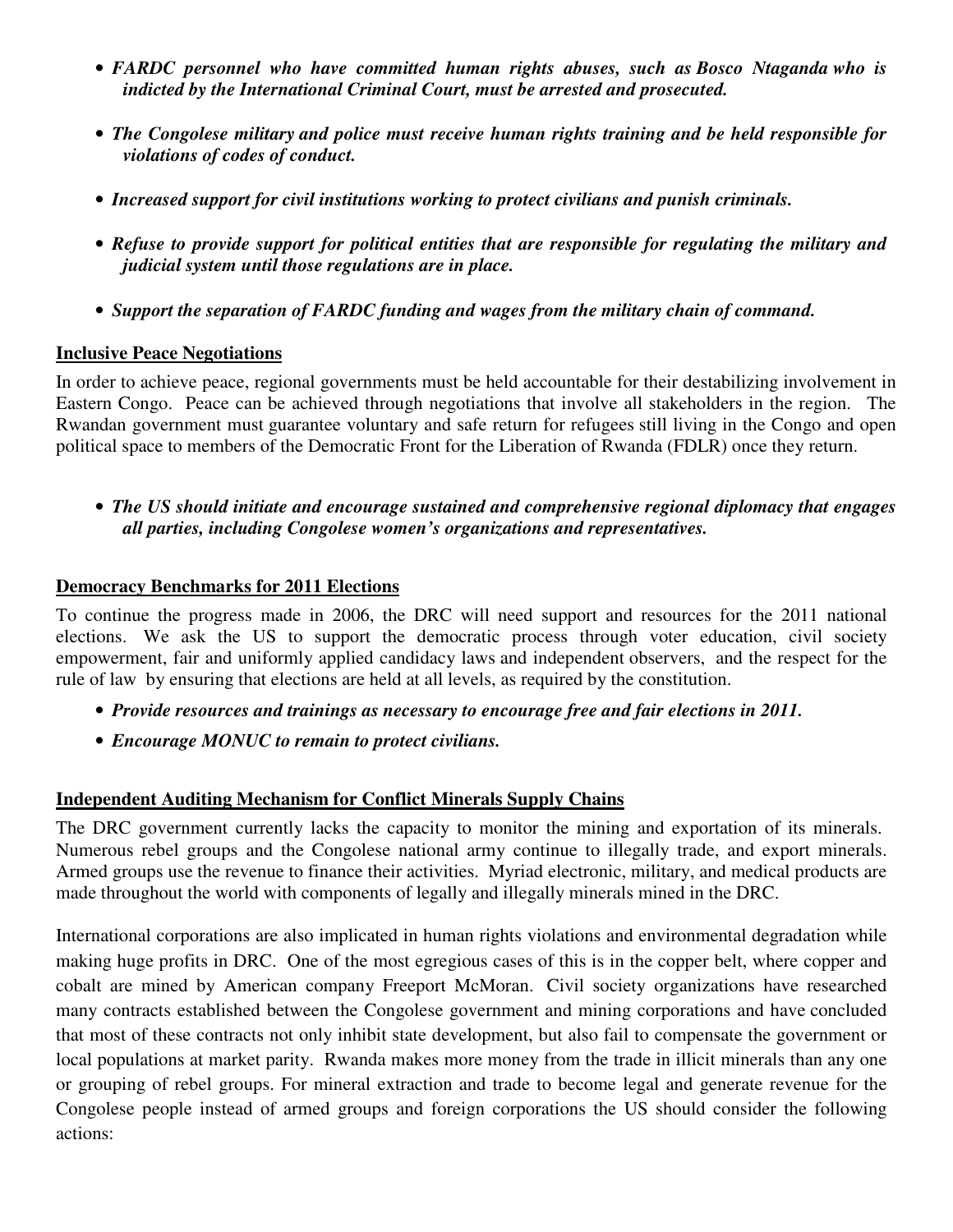- ***FARDC personnel who have committed human rights abuses, such as Bosco Ntaganda who is indicted by the International Criminal Court, must be arrested and prosecuted.***

- ***The Congolese military and police must receive human rights training and be held responsible for violations of codes of conduct.***

- ***Increased support for civil institutions working to protect civilians and punish criminals.***

- ***Refuse to provide support for political entities that are responsible for regulating the military and judicial system until those regulations are in place.***

- ***Support the separation of FARDC funding and wages from the military chain of command.***

**<u>Inclusive Peace Negotiations</u>**

In order to achieve peace, regional governments must be held accountable for their destabilizing involvement in Eastern Congo. Peace can be achieved through negotiations that involve all stakeholders in the region. The Rwandan government must guarantee voluntary and safe return for refugees still living in the Congo and open political space to members of the Democratic Front for the Liberation of Rwanda (FDLR) once they return.

- ***The US should initiate and encourage sustained and comprehensive regional diplomacy that engages all parties, including Congolese women's organizations and representatives.***

**<u>Democracy Benchmarks for 2011 Elections</u>**

To continue the progress made in 2006, the DRC will need support and resources for the 2011 national elections. We ask the US to support the democratic process through voter education, civil society empowerment, fair and uniformly applied candidacy laws and independent observers, and the respect for the rule of law by ensuring that elections are held at all levels, as required by the constitution.

- ***Provide resources and trainings as necessary to encourage free and fair elections in 2011.***
- ***Encourage MONUC to remain to protect civilians.***

**<u>Independent Auditing Mechanism for Conflict Minerals Supply Chains</u>**

The DRC government currently lacks the capacity to monitor the mining and exportation of its minerals. Numerous rebel groups and the Congolese national army continue to illegally trade, and export minerals. Armed groups use the revenue to finance their activities. Myriad electronic, military, and medical products are made throughout the world with components of legally and illegally minerals mined in the DRC.

International corporations are also implicated in human rights violations and environmental degradation while making huge profits in DRC. One of the most egregious cases of this is in the copper belt, where copper and cobalt are mined by American company Freeport McMoran. Civil society organizations have researched many contracts established between the Congolese government and mining corporations and have concluded that most of these contracts not only inhibit state development, but also fail to compensate the government or local populations at market parity. Rwanda makes more money from the trade in illicit minerals than any one or grouping of rebel groups. For mineral extraction and trade to become legal and generate revenue for the Congolese people instead of armed groups and foreign corporations the US should consider the following actions: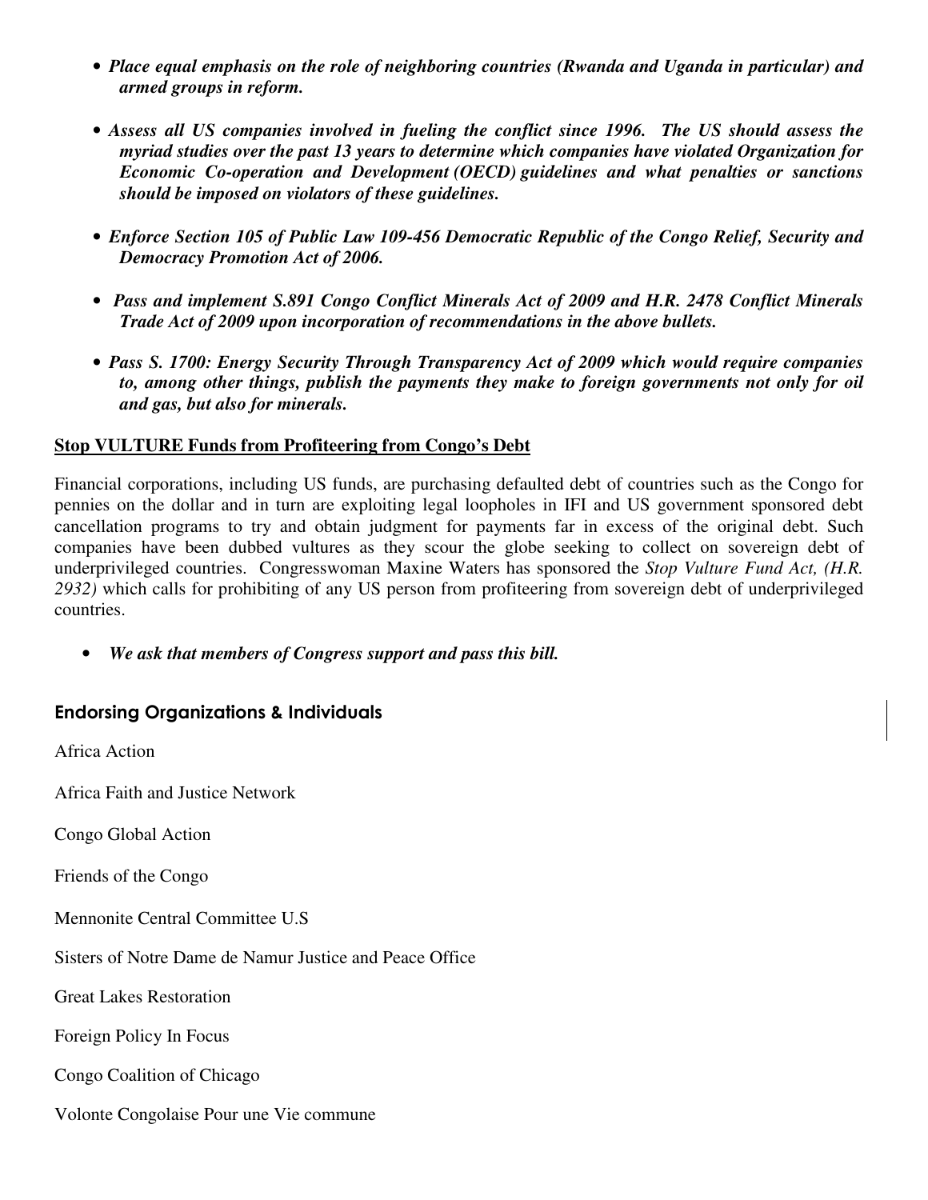- ***Place equal emphasis on the role of neighboring countries (Rwanda and Uganda in particular) and armed groups in reform.***
- ***Assess all US companies involved in fueling the conflict since 1996. The US should assess the myriad studies over the past 13 years to determine which companies have violated Organization for Economic Co-operation and Development (OECD) guidelines and what penalties or sanctions should be imposed on violators of these guidelines.***
- ***Enforce Section 105 of Public Law 109-456 Democratic Republic of the Congo Relief, Security and Democracy Promotion Act of 2006.***
- ***Pass and implement S.891 Congo Conflict Minerals Act of 2009 and H.R. 2478 Conflict Minerals Trade Act of 2009 upon incorporation of recommendations in the above bullets.***
- ***Pass S. 1700: Energy Security Through Transparency Act of 2009 which would require companies to, among other things, publish the payments they make to foreign governments not only for oil and gas, but also for minerals.***

**Stop VULTURE Funds from Profiteering from Congo's Debt**

Financial corporations, including US funds, are purchasing defaulted debt of countries such as the Congo for pennies on the dollar and in turn are exploiting legal loopholes in IFI and US government sponsored debt cancellation programs to try and obtain judgment for payments far in excess of the original debt. Such companies have been dubbed vultures as they scour the globe seeking to collect on sovereign debt of underprivileged countries. Congresswoman Maxine Waters has sponsored the *Stop Vulture Fund Act, (H.R. 2932)* which calls for prohibiting of any US person from profiteering from sovereign debt of underprivileged countries.

- ***We ask that members of Congress support and pass this bill.***

## Endorsing Organizations & Individuals

Africa Action

Africa Faith and Justice Network

Congo Global Action

Friends of the Congo

Mennonite Central Committee U.S

Sisters of Notre Dame de Namur Justice and Peace Office

Great Lakes Restoration

Foreign Policy In Focus

Congo Coalition of Chicago

Volonte Congolaise Pour une Vie commune